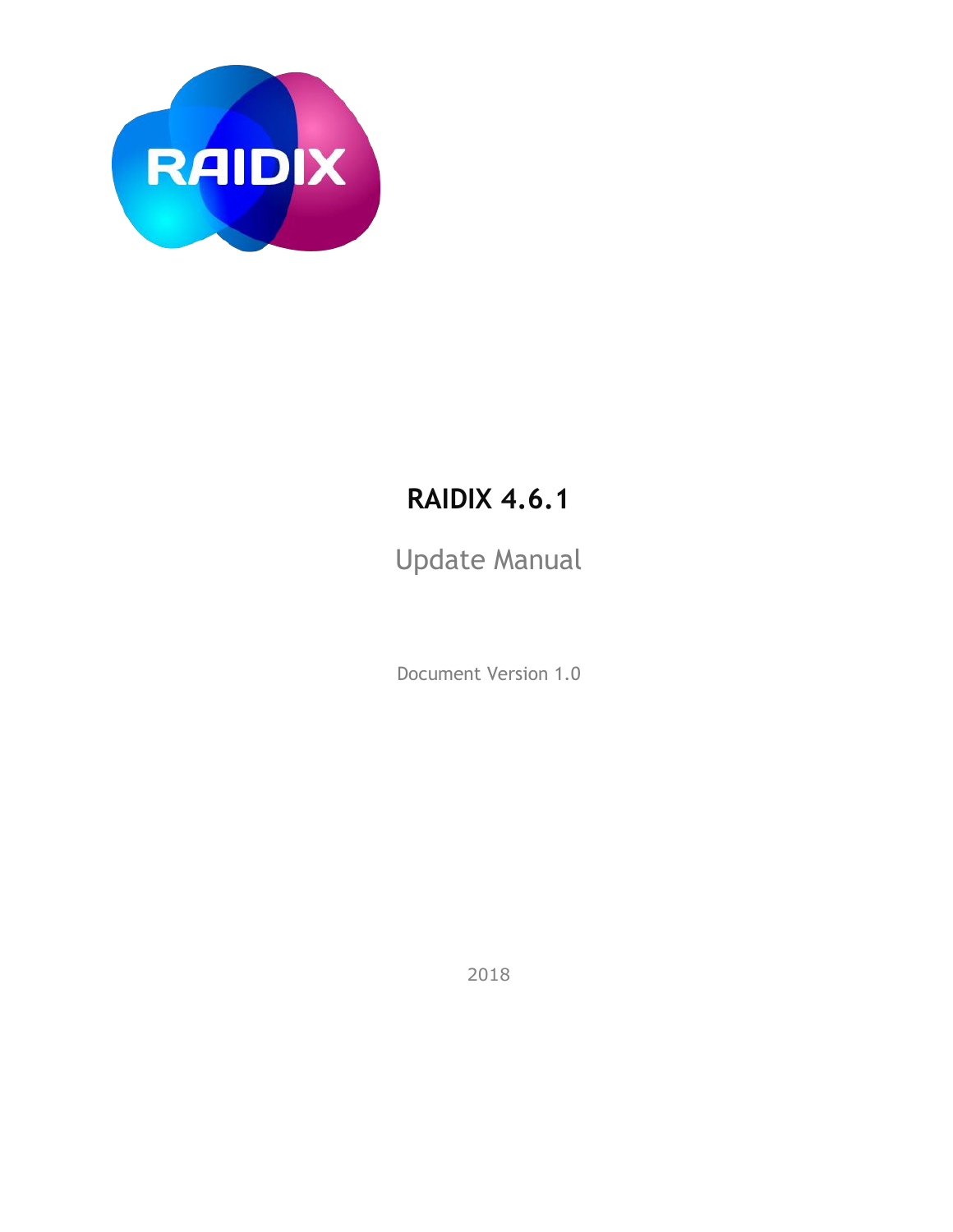# RAIDIX 4.6.1

Update Manual

Document Version 1.0

2018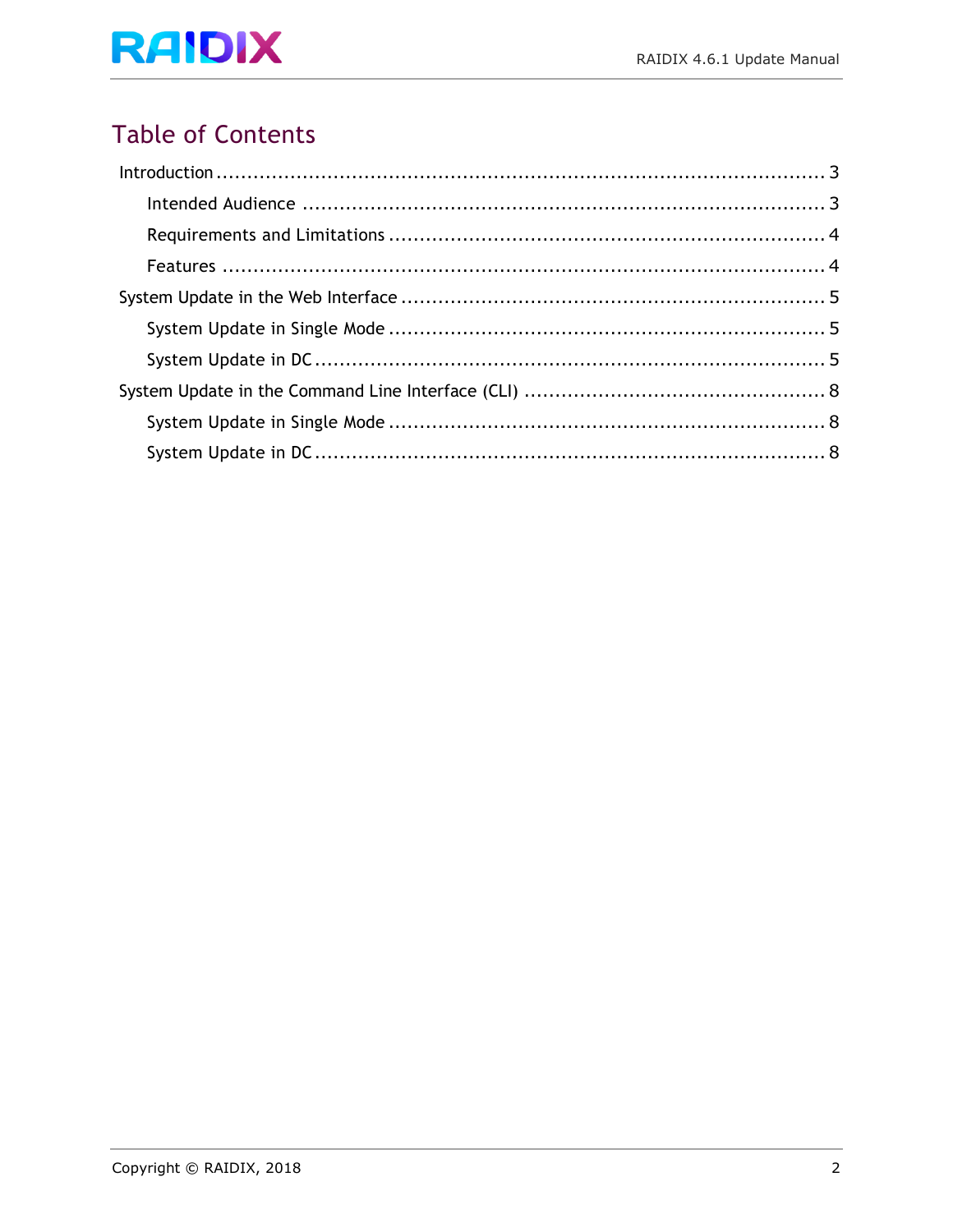# Table of Contents

- Introduction ........ 3
  - Intended Audience ........ 3
  - Requirements and Limitations ........ 4
  - Features ........ 4
- System Update in the Web Interface ........ 5
  - System Update in Single Mode ........ 5
  - System Update in DC ........ 5
- System Update in the Command Line Interface (CLI) ........ 8
  - System Update in Single Mode ........ 8
  - System Update in DC ........ 8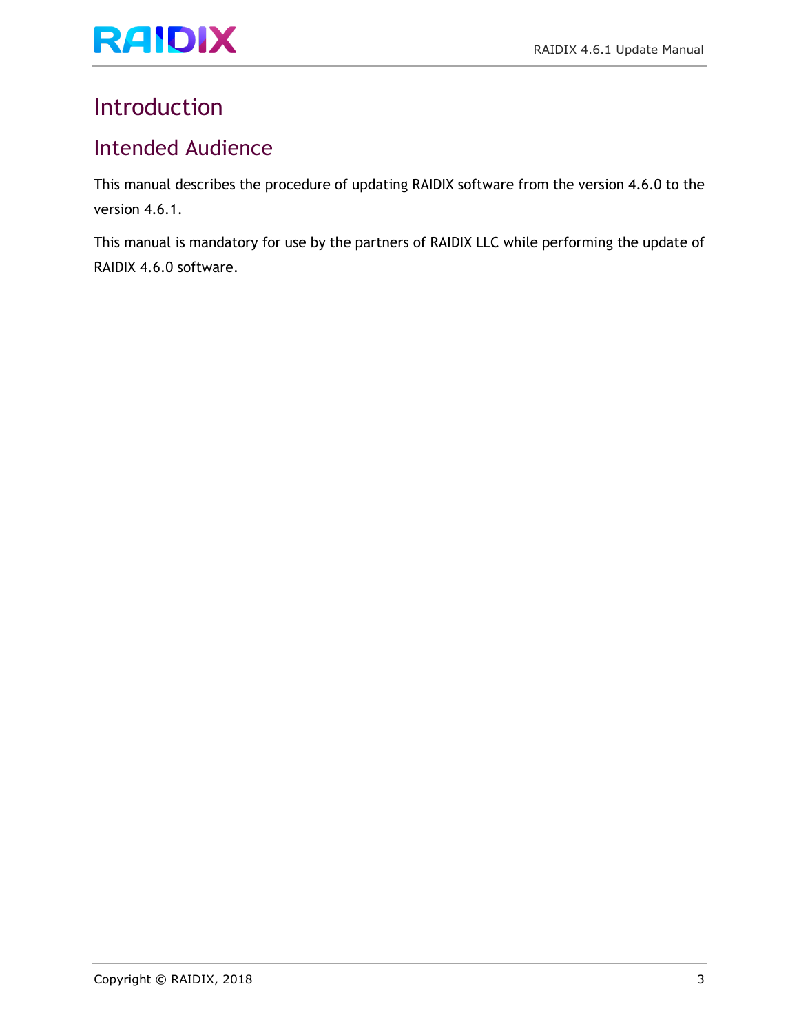# Introduction

## Intended Audience

This manual describes the procedure of updating RAIDIX software from the version 4.6.0 to the version 4.6.1.

This manual is mandatory for use by the partners of RAIDIX LLC while performing the update of RAIDIX 4.6.0 software.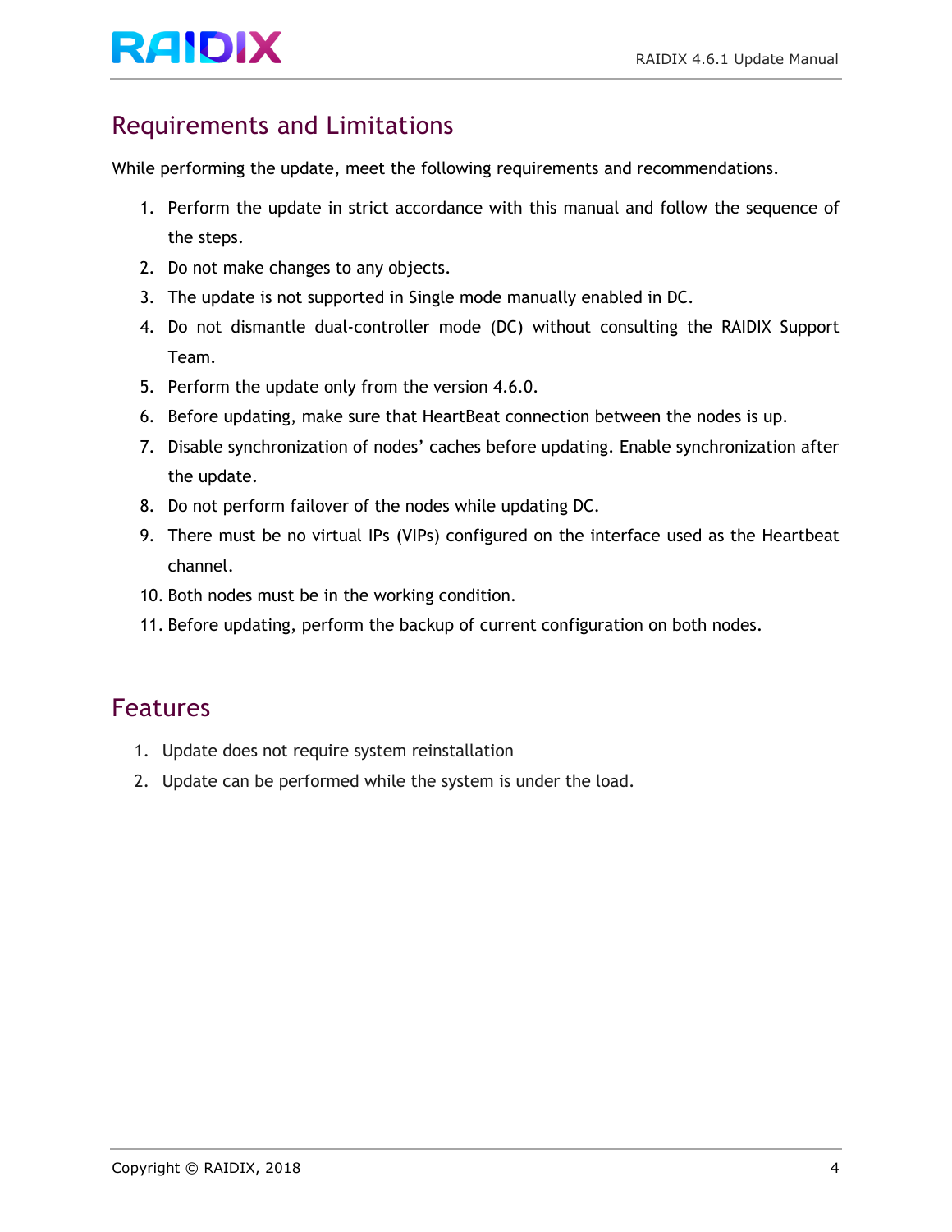## Requirements and Limitations

While performing the update, meet the following requirements and recommendations.

1. Perform the update in strict accordance with this manual and follow the sequence of the steps.
2. Do not make changes to any objects.
3. The update is not supported in Single mode manually enabled in DC.
4. Do not dismantle dual-controller mode (DC) without consulting the RAIDIX Support Team.
5. Perform the update only from the version 4.6.0.
6. Before updating, make sure that HeartBeat connection between the nodes is up.
7. Disable synchronization of nodes' caches before updating. Enable synchronization after the update.
8. Do not perform failover of the nodes while updating DC.
9. There must be no virtual IPs (VIPs) configured on the interface used as the Heartbeat channel.
10. Both nodes must be in the working condition.
11. Before updating, perform the backup of current configuration on both nodes.

## Features

1. Update does not require system reinstallation
2. Update can be performed while the system is under the load.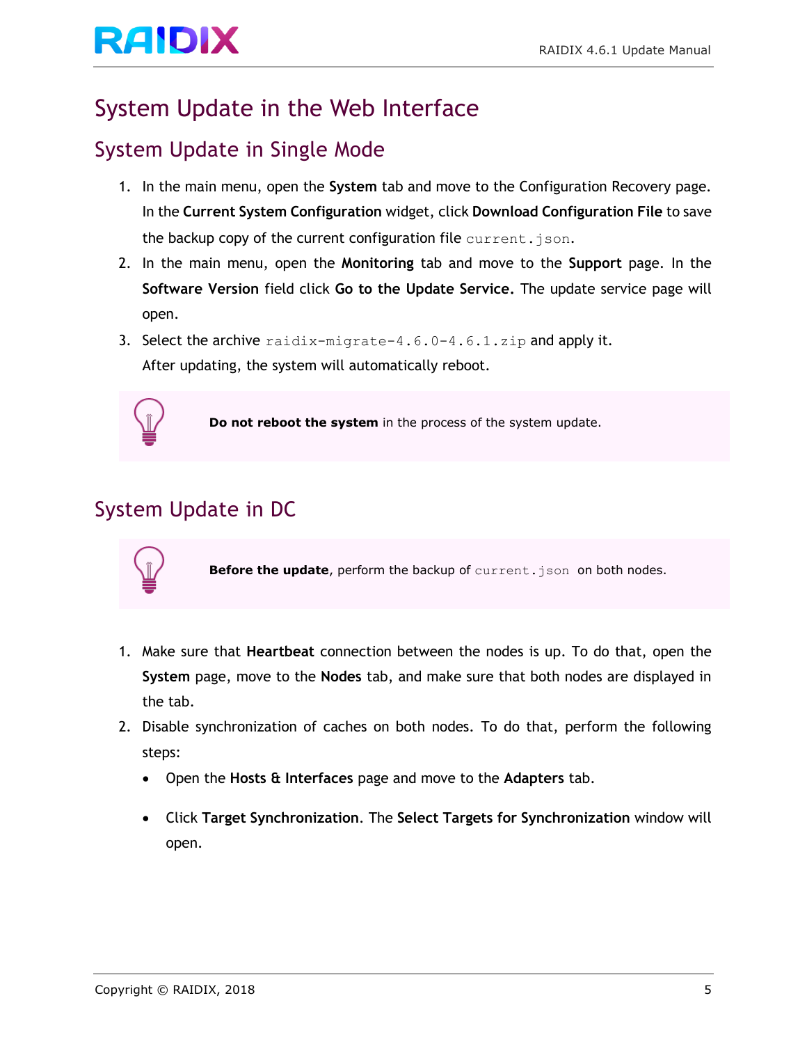# System Update in the Web Interface

## System Update in Single Mode

1. In the main menu, open the **System** tab and move to the Configuration Recovery page. In the **Current System Configuration** widget, click **Download Configuration File** to save the backup copy of the current configuration file `current.json`.
2. In the main menu, open the **Monitoring** tab and move to the **Support** page. In the **Software Version** field click **Go to the Update Service.** The update service page will open.
3. Select the archive `raidix-migrate-4.6.0-4.6.1.zip` and apply it.
   After updating, the system will automatically reboot.

> **Do not reboot the system** in the process of the system update.

## System Update in DC

> **Before the update**, perform the backup of `current.json` on both nodes.

1. Make sure that **Heartbeat** connection between the nodes is up. To do that, open the **System** page, move to the **Nodes** tab, and make sure that both nodes are displayed in the tab.
2. Disable synchronization of caches on both nodes. To do that, perform the following steps:
   - Open the **Hosts & Interfaces** page and move to the **Adapters** tab.
   - Click **Target Synchronization**. The **Select Targets for Synchronization** window will open.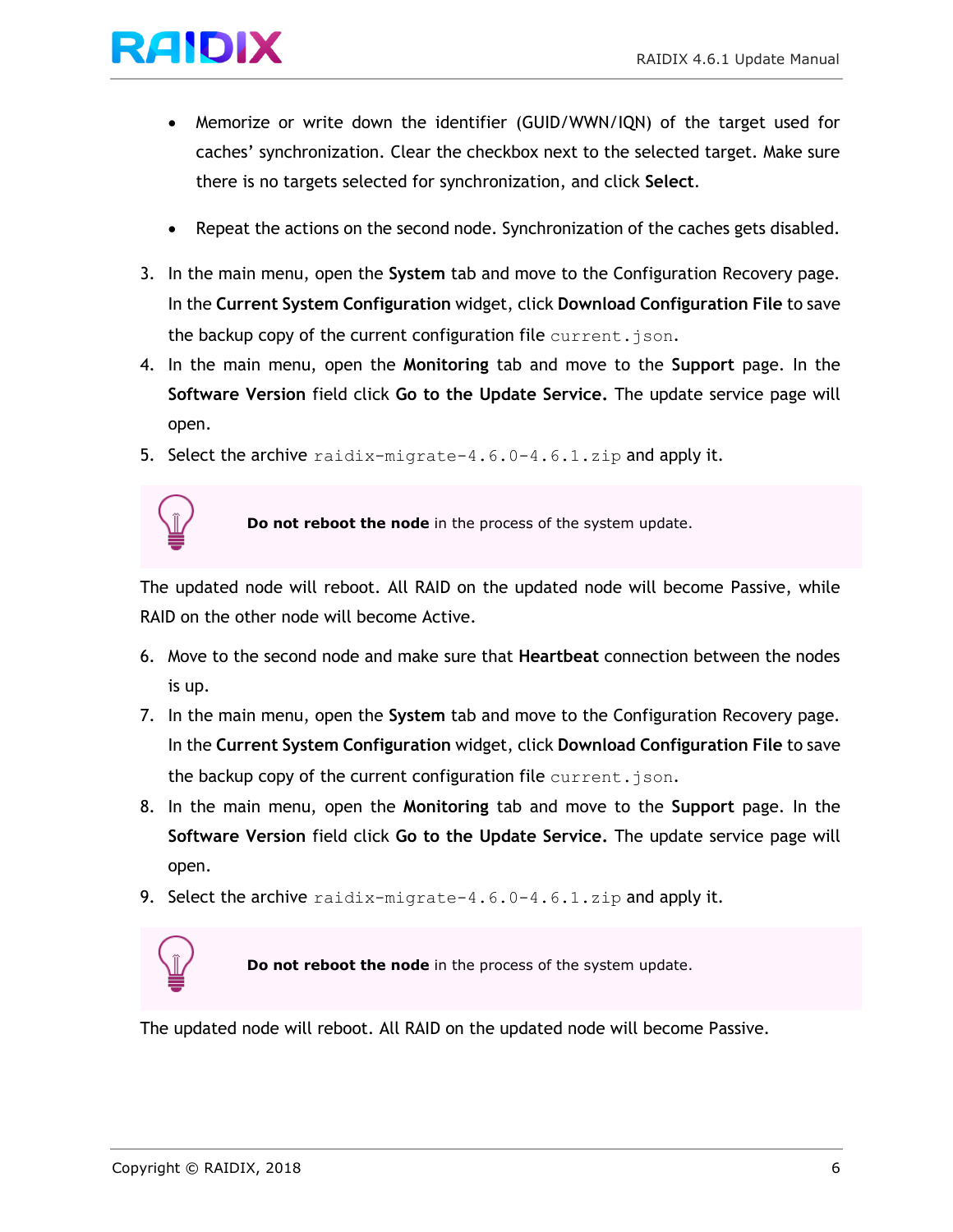- Memorize or write down the identifier (GUID/WWN/IQN) of the target used for caches' synchronization. Clear the checkbox next to the selected target. Make sure there is no targets selected for synchronization, and click **Select**.
- Repeat the actions on the second node. Synchronization of the caches gets disabled.

3. In the main menu, open the **System** tab and move to the Configuration Recovery page. In the **Current System Configuration** widget, click **Download Configuration File** to save the backup copy of the current configuration file `current.json`.
4. In the main menu, open the **Monitoring** tab and move to the **Support** page. In the **Software Version** field click **Go to the Update Service.** The update service page will open.
5. Select the archive `raidix-migrate-4.6.0-4.6.1.zip` and apply it.

> **Do not reboot the node** in the process of the system update.

The updated node will reboot. All RAID on the updated node will become Passive, while RAID on the other node will become Active.

6. Move to the second node and make sure that **Heartbeat** connection between the nodes is up.
7. In the main menu, open the **System** tab and move to the Configuration Recovery page. In the **Current System Configuration** widget, click **Download Configuration File** to save the backup copy of the current configuration file `current.json`.
8. In the main menu, open the **Monitoring** tab and move to the **Support** page. In the **Software Version** field click **Go to the Update Service.** The update service page will open.
9. Select the archive `raidix-migrate-4.6.0-4.6.1.zip` and apply it.

> **Do not reboot the node** in the process of the system update.

The updated node will reboot. All RAID on the updated node will become Passive.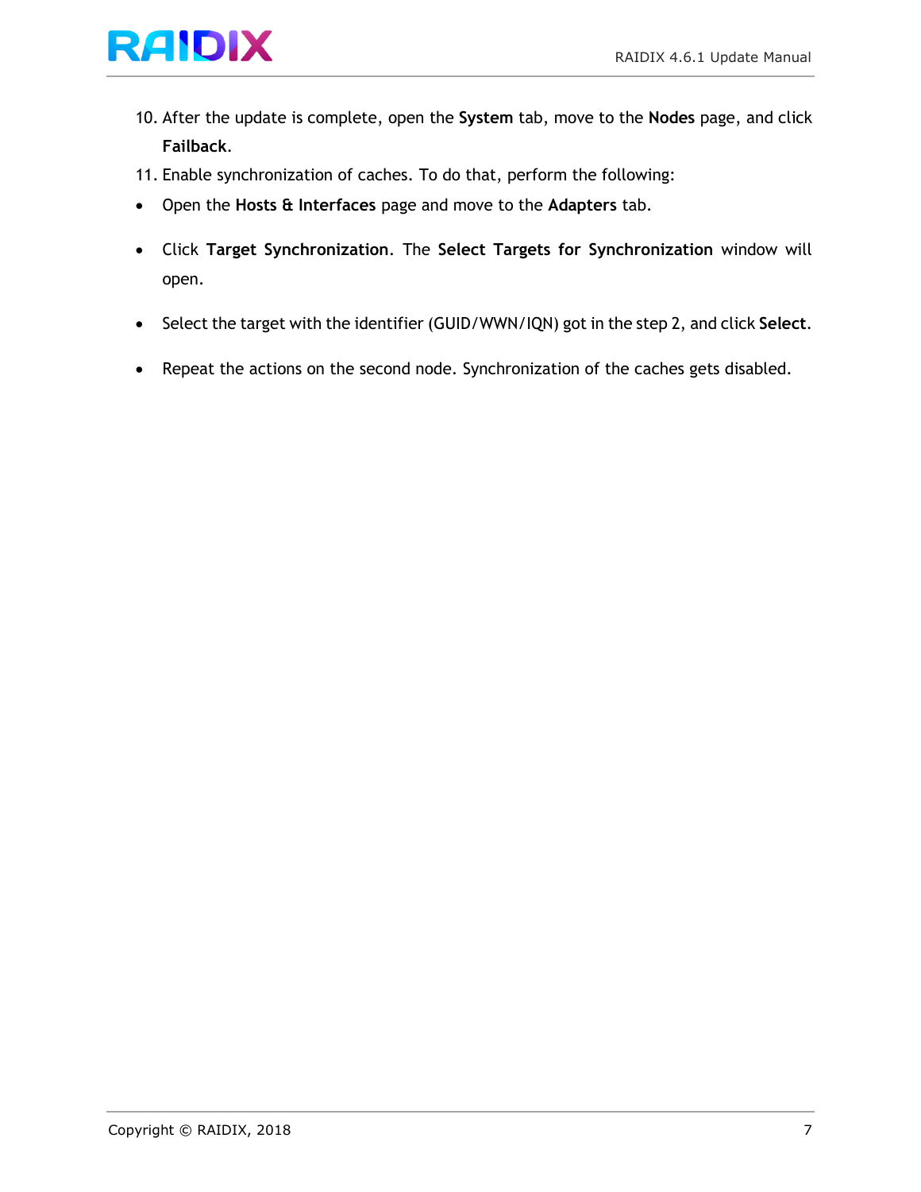10. After the update is complete, open the **System** tab, move to the **Nodes** page, and click **Failback**.
11. Enable synchronization of caches. To do that, perform the following:

- Open the **Hosts & Interfaces** page and move to the **Adapters** tab.
- Click **Target Synchronization**. The **Select Targets for Synchronization** window will open.
- Select the target with the identifier (GUID/WWN/IQN) got in the step 2, and click **Select**.
- Repeat the actions on the second node. Synchronization of the caches gets disabled.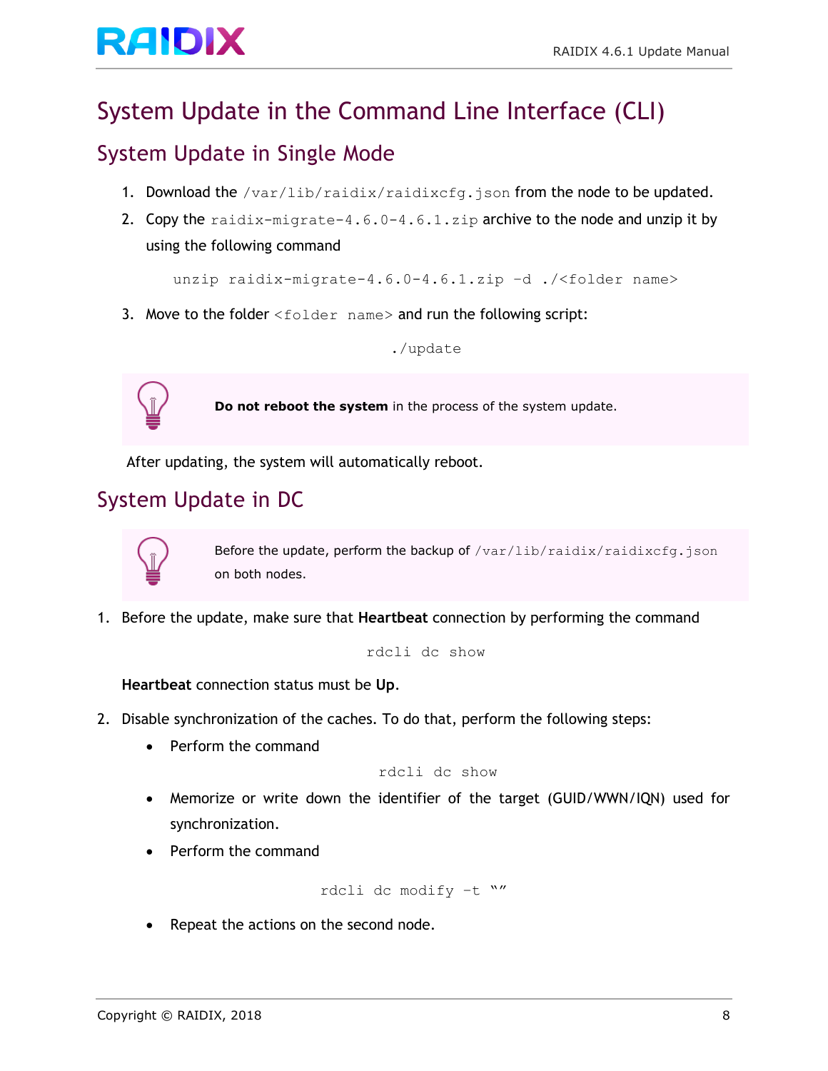# System Update in the Command Line Interface (CLI)

## System Update in Single Mode

1. Download the `/var/lib/raidix/raidixcfg.json` from the node to be updated.
2. Copy the `raidix-migrate-4.6.0-4.6.1.zip` archive to the node and unzip it by using the following command

```
unzip raidix-migrate-4.6.0-4.6.1.zip –d ./<folder name>
```

3. Move to the folder `<folder name>` and run the following script:

```
./update
```

> **Do not reboot the system** in the process of the system update.

After updating, the system will automatically reboot.

## System Update in DC

> Before the update, perform the backup of `/var/lib/raidix/raidixcfg.json` on both nodes.

1. Before the update, make sure that **Heartbeat** connection by performing the command

```
rdcli dc show
```

**Heartbeat** connection status must be **Up**.

2. Disable synchronization of the caches. To do that, perform the following steps:
   - Perform the command

   ```
   rdcli dc show
   ```

   - Memorize or write down the identifier of the target (GUID/WWN/IQN) used for synchronization.
   - Perform the command

   ```
   rdcli dc modify –t “”
   ```

   - Repeat the actions on the second node.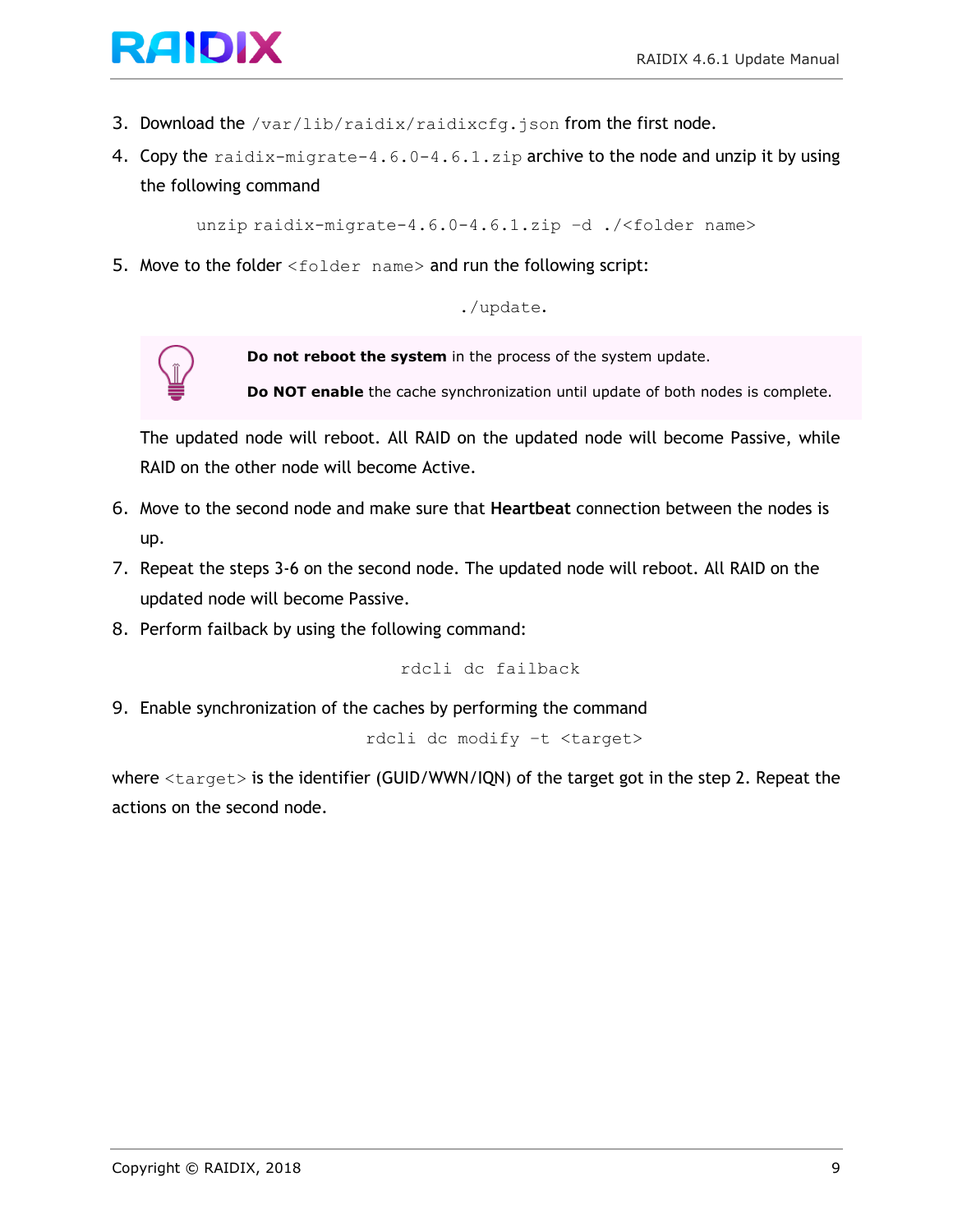3. Download the `/var/lib/raidix/raidixcfg.json` from the first node.
4. Copy the `raidix-migrate-4.6.0-4.6.1.zip` archive to the node and unzip it by using the following command

   ```
   unzip raidix-migrate-4.6.0-4.6.1.zip -d ./<folder name>
   ```

5. Move to the folder `<folder name>` and run the following script:

   ```
   ./update.
   ```

   > **Do not reboot the system** in the process of the system update.
   >
   > **Do NOT enable** the cache synchronization until update of both nodes is complete.

   The updated node will reboot. All RAID on the updated node will become Passive, while RAID on the other node will become Active.

6. Move to the second node and make sure that **Heartbeat** connection between the nodes is up.
7. Repeat the steps 3-6 on the second node. The updated node will reboot. All RAID on the updated node will become Passive.
8. Perform failback by using the following command:

   ```
   rdcli dc failback
   ```

9. Enable synchronization of the caches by performing the command

   ```
   rdcli dc modify -t <target>
   ```

where `<target>` is the identifier (GUID/WWN/IQN) of the target got in the step 2. Repeat the actions on the second node.